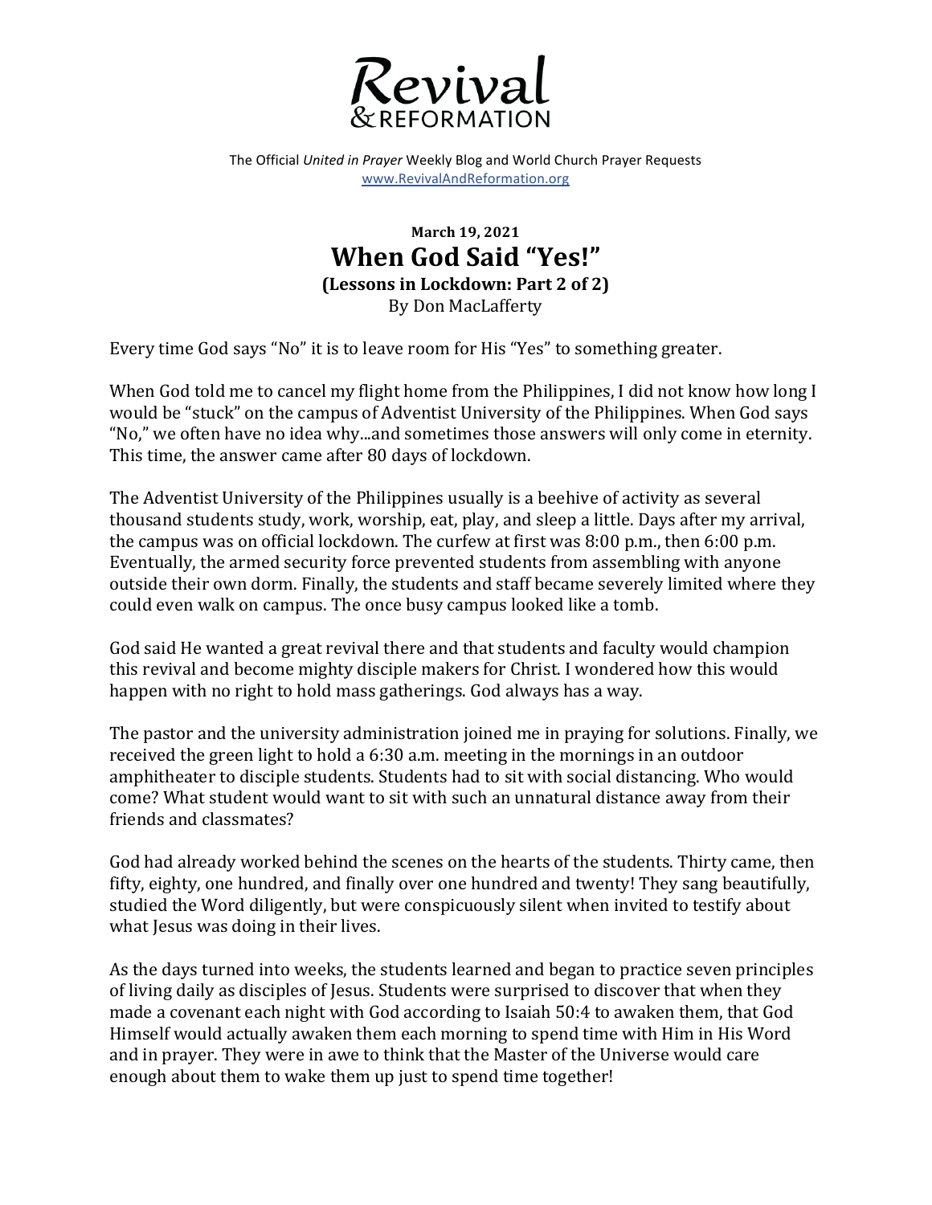# Revival & Reformation

The Official *United in Prayer* Weekly Blog and World Church Prayer Requests
www.RevivalAndReformation.org

**March 19, 2021**

## When God Said "Yes!"

**(Lessons in Lockdown: Part 2 of 2)**

By Don MacLafferty

Every time God says "No" it is to leave room for His "Yes" to something greater.

When God told me to cancel my flight home from the Philippines, I did not know how long I would be "stuck" on the campus of Adventist University of the Philippines. When God says "No," we often have no idea why...and sometimes those answers will only come in eternity. This time, the answer came after 80 days of lockdown.

The Adventist University of the Philippines usually is a beehive of activity as several thousand students study, work, worship, eat, play, and sleep a little. Days after my arrival, the campus was on official lockdown. The curfew at first was 8:00 p.m., then 6:00 p.m. Eventually, the armed security force prevented students from assembling with anyone outside their own dorm. Finally, the students and staff became severely limited where they could even walk on campus. The once busy campus looked like a tomb.

God said He wanted a great revival there and that students and faculty would champion this revival and become mighty disciple makers for Christ. I wondered how this would happen with no right to hold mass gatherings. God always has a way.

The pastor and the university administration joined me in praying for solutions. Finally, we received the green light to hold a 6:30 a.m. meeting in the mornings in an outdoor amphitheater to disciple students. Students had to sit with social distancing. Who would come? What student would want to sit with such an unnatural distance away from their friends and classmates?

God had already worked behind the scenes on the hearts of the students. Thirty came, then fifty, eighty, one hundred, and finally over one hundred and twenty! They sang beautifully, studied the Word diligently, but were conspicuously silent when invited to testify about what Jesus was doing in their lives.

As the days turned into weeks, the students learned and began to practice seven principles of living daily as disciples of Jesus. Students were surprised to discover that when they made a covenant each night with God according to Isaiah 50:4 to awaken them, that God Himself would actually awaken them each morning to spend time with Him in His Word and in prayer. They were in awe to think that the Master of the Universe would care enough about them to wake them up just to spend time together!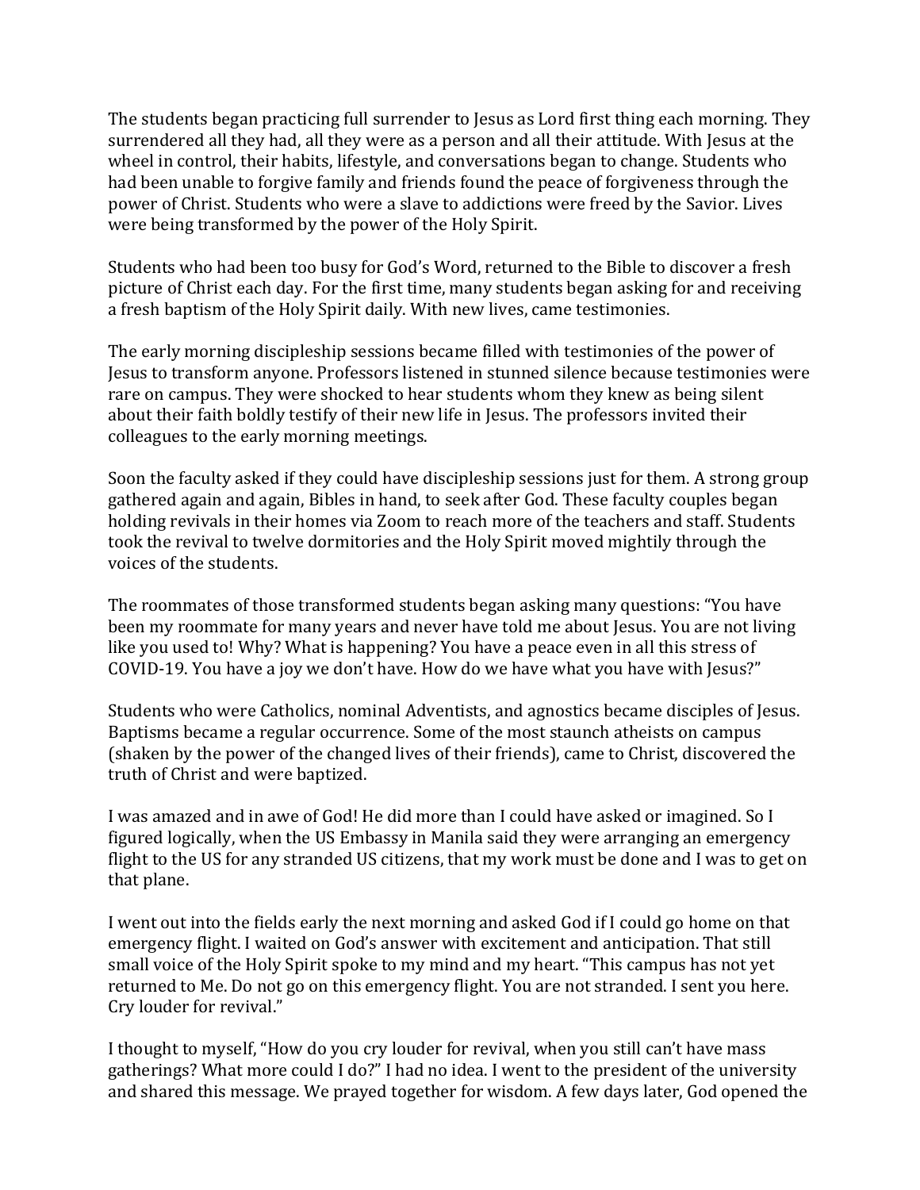The students began practicing full surrender to Jesus as Lord first thing each morning. They surrendered all they had, all they were as a person and all their attitude. With Jesus at the wheel in control, their habits, lifestyle, and conversations began to change. Students who had been unable to forgive family and friends found the peace of forgiveness through the power of Christ. Students who were a slave to addictions were freed by the Savior. Lives were being transformed by the power of the Holy Spirit.

Students who had been too busy for God's Word, returned to the Bible to discover a fresh picture of Christ each day. For the first time, many students began asking for and receiving a fresh baptism of the Holy Spirit daily. With new lives, came testimonies.

The early morning discipleship sessions became filled with testimonies of the power of Jesus to transform anyone. Professors listened in stunned silence because testimonies were rare on campus. They were shocked to hear students whom they knew as being silent about their faith boldly testify of their new life in Jesus. The professors invited their colleagues to the early morning meetings.

Soon the faculty asked if they could have discipleship sessions just for them. A strong group gathered again and again, Bibles in hand, to seek after God. These faculty couples began holding revivals in their homes via Zoom to reach more of the teachers and staff. Students took the revival to twelve dormitories and the Holy Spirit moved mightily through the voices of the students.

The roommates of those transformed students began asking many questions: "You have been my roommate for many years and never have told me about Jesus. You are not living like you used to! Why? What is happening? You have a peace even in all this stress of COVID-19. You have a joy we don't have. How do we have what you have with Jesus?"

Students who were Catholics, nominal Adventists, and agnostics became disciples of Jesus. Baptisms became a regular occurrence. Some of the most staunch atheists on campus (shaken by the power of the changed lives of their friends), came to Christ, discovered the truth of Christ and were baptized.

I was amazed and in awe of God! He did more than I could have asked or imagined. So I figured logically, when the US Embassy in Manila said they were arranging an emergency flight to the US for any stranded US citizens, that my work must be done and I was to get on that plane.

I went out into the fields early the next morning and asked God if I could go home on that emergency flight. I waited on God's answer with excitement and anticipation. That still small voice of the Holy Spirit spoke to my mind and my heart. "This campus has not yet returned to Me. Do not go on this emergency flight. You are not stranded. I sent you here. Cry louder for revival."

I thought to myself, "How do you cry louder for revival, when you still can't have mass gatherings? What more could I do?" I had no idea. I went to the president of the university and shared this message. We prayed together for wisdom. A few days later, God opened the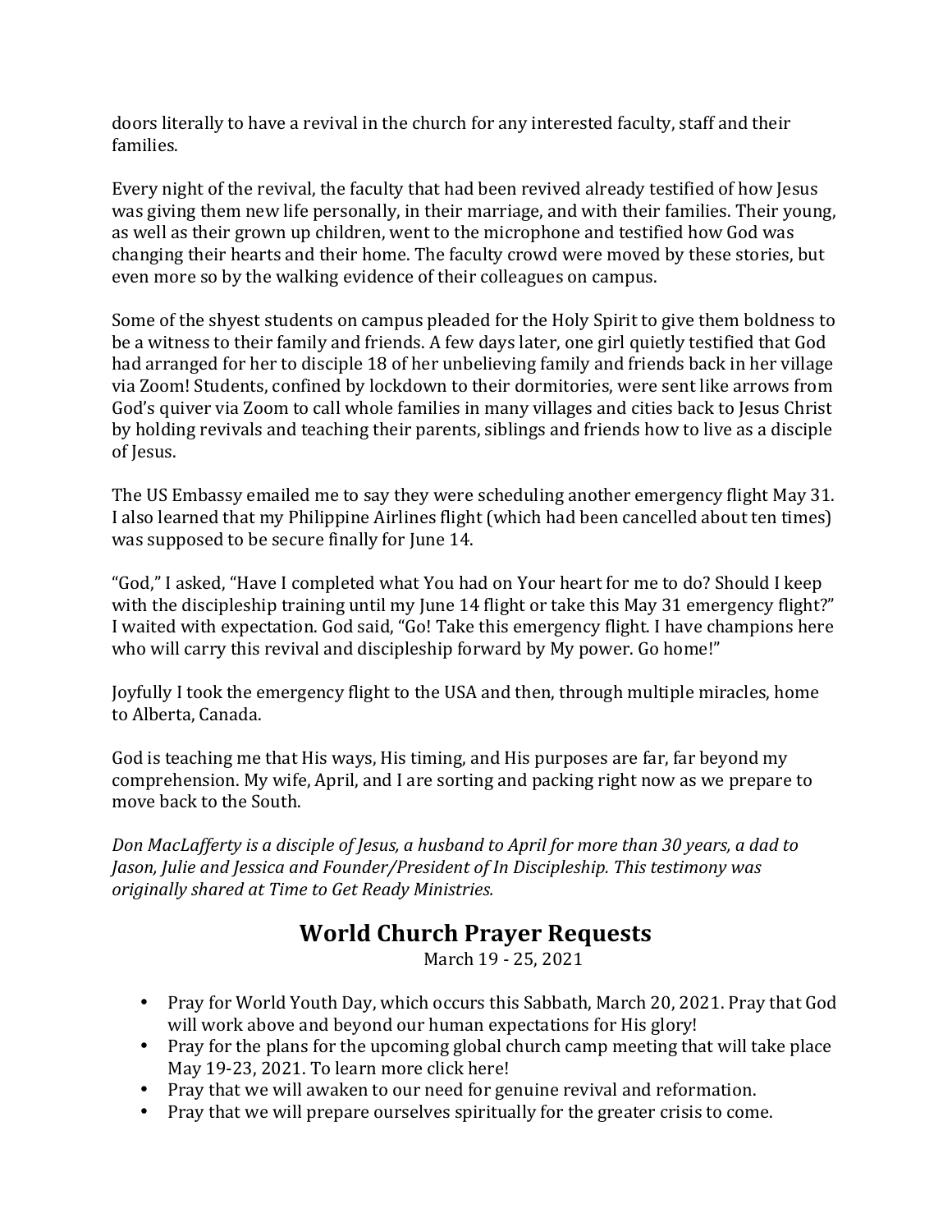doors literally to have a revival in the church for any interested faculty, staff and their families.

Every night of the revival, the faculty that had been revived already testified of how Jesus was giving them new life personally, in their marriage, and with their families. Their young, as well as their grown up children, went to the microphone and testified how God was changing their hearts and their home. The faculty crowd were moved by these stories, but even more so by the walking evidence of their colleagues on campus.

Some of the shyest students on campus pleaded for the Holy Spirit to give them boldness to be a witness to their family and friends. A few days later, one girl quietly testified that God had arranged for her to disciple 18 of her unbelieving family and friends back in her village via Zoom! Students, confined by lockdown to their dormitories, were sent like arrows from God's quiver via Zoom to call whole families in many villages and cities back to Jesus Christ by holding revivals and teaching their parents, siblings and friends how to live as a disciple of Jesus.

The US Embassy emailed me to say they were scheduling another emergency flight May 31. I also learned that my Philippine Airlines flight (which had been cancelled about ten times) was supposed to be secure finally for June 14.

"God," I asked, "Have I completed what You had on Your heart for me to do? Should I keep with the discipleship training until my June 14 flight or take this May 31 emergency flight?" I waited with expectation. God said, "Go! Take this emergency flight. I have champions here who will carry this revival and discipleship forward by My power. Go home!"

Joyfully I took the emergency flight to the USA and then, through multiple miracles, home to Alberta, Canada.

God is teaching me that His ways, His timing, and His purposes are far, far beyond my comprehension. My wife, April, and I are sorting and packing right now as we prepare to move back to the South.

*Don MacLafferty is a disciple of Jesus, a husband to April for more than 30 years, a dad to Jason, Julie and Jessica and Founder/President of In Discipleship. This testimony was originally shared at Time to Get Ready Ministries.*

## World Church Prayer Requests

March 19 - 25, 2021

- Pray for World Youth Day, which occurs this Sabbath, March 20, 2021. Pray that God will work above and beyond our human expectations for His glory!
- Pray for the plans for the upcoming global church camp meeting that will take place May 19-23, 2021. To learn more click here!
- Pray that we will awaken to our need for genuine revival and reformation.
- Pray that we will prepare ourselves spiritually for the greater crisis to come.